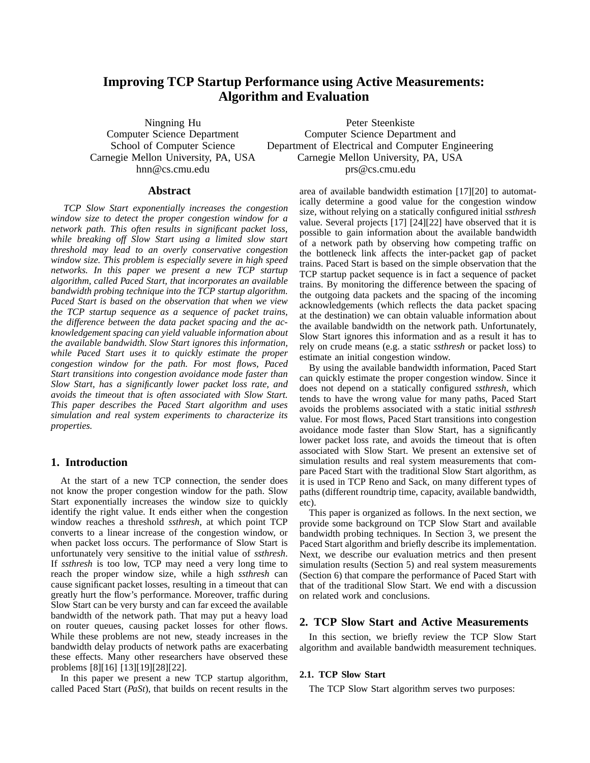# Improving TCP Startup Performance using Active Measurements: Algorithm and Evaluation

Ningning Hu
Computer Science Department
School of Computer Science
Carnegie Mellon University, PA, USA
hnn@cs.cmu.edu

Peter Steenkiste
Computer Science Department and
Department of Electrical and Computer Engineering
Carnegie Mellon University, PA, USA
prs@cs.cmu.edu

## Abstract

*TCP Slow Start exponentially increases the congestion window size to detect the proper congestion window for a network path. This often results in significant packet loss, while breaking off Slow Start using a limited slow start threshold may lead to an overly conservative congestion window size. This problem is especially severe in high speed networks. In this paper we present a new TCP startup algorithm, called Paced Start, that incorporates an available bandwidth probing technique into the TCP startup algorithm. Paced Start is based on the observation that when we view the TCP startup sequence as a sequence of packet trains, the difference between the data packet spacing and the acknowledgement spacing can yield valuable information about the available bandwidth. Slow Start ignores this information, while Paced Start uses it to quickly estimate the proper congestion window for the path. For most flows, Paced Start transitions into congestion avoidance mode faster than Slow Start, has a significantly lower packet loss rate, and avoids the timeout that is often associated with Slow Start. This paper describes the Paced Start algorithm and uses simulation and real system experiments to characterize its properties.*

## 1. Introduction

At the start of a new TCP connection, the sender does not know the proper congestion window for the path. Slow Start exponentially increases the window size to quickly identify the right value. It ends either when the congestion window reaches a threshold *ssthresh*, at which point TCP converts to a linear increase of the congestion window, or when packet loss occurs. The performance of Slow Start is unfortunately very sensitive to the initial value of *ssthresh*. If *ssthresh* is too low, TCP may need a very long time to reach the proper window size, while a high *ssthresh* can cause significant packet losses, resulting in a timeout that can greatly hurt the flow's performance. Moreover, traffic during Slow Start can be very bursty and can far exceed the available bandwidth of the network path. That may put a heavy load on router queues, causing packet losses for other flows. While these problems are not new, steady increases in the bandwidth delay products of network paths are exacerbating these effects. Many other researchers have observed these problems [8][16] [13][19][28][22].

In this paper we present a new TCP startup algorithm, called Paced Start (*PaSt*), that builds on recent results in the area of available bandwidth estimation [17][20] to automatically determine a good value for the congestion window size, without relying on a statically configured initial *ssthresh* value. Several projects [17] [24][22] have observed that it is possible to gain information about the available bandwidth of a network path by observing how competing traffic on the bottleneck link affects the inter-packet gap of packet trains. Paced Start is based on the simple observation that the TCP startup packet sequence is in fact a sequence of packet trains. By monitoring the difference between the spacing of the outgoing data packets and the spacing of the incoming acknowledgements (which reflects the data packet spacing at the destination) we can obtain valuable information about the available bandwidth on the network path. Unfortunately, Slow Start ignores this information and as a result it has to rely on crude means (e.g. a static *ssthresh* or packet loss) to estimate an initial congestion window.

By using the available bandwidth information, Paced Start can quickly estimate the proper congestion window. Since it does not depend on a statically configured *ssthresh*, which tends to have the wrong value for many paths, Paced Start avoids the problems associated with a static initial *ssthresh* value. For most flows, Paced Start transitions into congestion avoidance mode faster than Slow Start, has a significantly lower packet loss rate, and avoids the timeout that is often associated with Slow Start. We present an extensive set of simulation results and real system measurements that compare Paced Start with the traditional Slow Start algorithm, as it is used in TCP Reno and Sack, on many different types of paths (different roundtrip time, capacity, available bandwidth, etc).

This paper is organized as follows. In the next section, we provide some background on TCP Slow Start and available bandwidth probing techniques. In Section 3, we present the Paced Start algorithm and briefly describe its implementation. Next, we describe our evaluation metrics and then present simulation results (Section 5) and real system measurements (Section 6) that compare the performance of Paced Start with that of the traditional Slow Start. We end with a discussion on related work and conclusions.

## 2. TCP Slow Start and Active Measurements

In this section, we briefly review the TCP Slow Start algorithm and available bandwidth measurement techniques.

### 2.1. TCP Slow Start

The TCP Slow Start algorithm serves two purposes: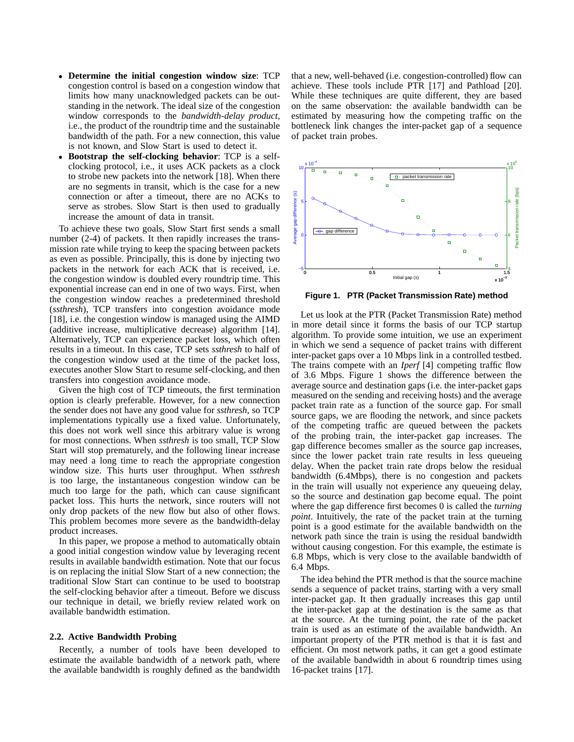- **Determine the initial congestion window size**: TCP congestion control is based on a congestion window that limits how many unacknowledged packets can be outstanding in the network. The ideal size of the congestion window corresponds to the *bandwidth-delay product*, i.e., the product of the roundtrip time and the sustainable bandwidth of the path. For a new connection, this value is not known, and Slow Start is used to detect it.
- **Bootstrap the self-clocking behavior**: TCP is a self-clocking protocol, i.e., it uses ACK packets as a clock to strobe new packets into the network [18]. When there are no segments in transit, which is the case for a new connection or after a timeout, there are no ACKs to serve as strobes. Slow Start is then used to gradually increase the amount of data in transit.

To achieve these two goals, Slow Start first sends a small number (2-4) of packets. It then rapidly increases the transmission rate while trying to keep the spacing between packets as even as possible. Principally, this is done by injecting two packets in the network for each ACK that is received, i.e. the congestion window is doubled every roundtrip time. This exponential increase can end in one of two ways. First, when the congestion window reaches a predetermined threshold (*ssthresh*), TCP transfers into congestion avoidance mode [18], i.e. the congestion window is managed using the AIMD (additive increase, multiplicative decrease) algorithm [14]. Alternatively, TCP can experience packet loss, which often results in a timeout. In this case, TCP sets *ssthresh* to half of the congestion window used at the time of the packet loss, executes another Slow Start to resume self-clocking, and then transfers into congestion avoidance mode.

Given the high cost of TCP timeouts, the first termination option is clearly preferable. However, for a new connection the sender does not have any good value for *ssthresh*, so TCP implementations typically use a fixed value. Unfortunately, this does not work well since this arbitrary value is wrong for most connections. When *ssthresh* is too small, TCP Slow Start will stop prematurely, and the following linear increase may need a long time to reach the appropriate congestion window size. This hurts user throughput. When *ssthresh* is too large, the instantaneous congestion window can be much too large for the path, which can cause significant packet loss. This hurts the network, since routers will not only drop packets of the new flow but also of other flows. This problem becomes more severe as the bandwidth-delay product increases.

In this paper, we propose a method to automatically obtain a good initial congestion window value by leveraging recent results in available bandwidth estimation. Note that our focus is on replacing the initial Slow Start of a new connection; the traditional Slow Start can continue to be used to bootstrap the self-clocking behavior after a timeout. Before we discuss our technique in detail, we briefly review related work on available bandwidth estimation.

### 2.2. Active Bandwidth Probing

Recently, a number of tools have been developed to estimate the available bandwidth of a network path, where the available bandwidth is roughly defined as the bandwidth that a new, well-behaved (i.e. congestion-controlled) flow can achieve. These tools include PTR [17] and Pathload [20]. While these techniques are quite different, they are based on the same observation: the available bandwidth can be estimated by measuring how the competing traffic on the bottleneck link changes the inter-packet gap of a sequence of packet train probes.

x 10^-4
x 10^6
packet transmission rate
gap difference
Average gap difference (s)
Packet transmission rate (bps)
Initial gap (s)
x 10^-3
10
5
0
−5
10
8
6
4
0
0.5
1
1.5

**Figure 1. PTR (Packet Transmission Rate) method**

Let us look at the PTR (Packet Transmission Rate) method in more detail since it forms the basis of our TCP startup algorithm. To provide some intuition, we use an experiment in which we send a sequence of packet trains with different inter-packet gaps over a 10 Mbps link in a controlled testbed. The trains compete with an *Iperf* [4] competing traffic flow of 3.6 Mbps. Figure 1 shows the difference between the average source and destination gaps (i.e. the inter-packet gaps measured on the sending and receiving hosts) and the average packet train rate as a function of the source gap. For small source gaps, we are flooding the network, and since packets of the competing traffic are queued between the packets of the probing train, the inter-packet gap increases. The gap difference becomes smaller as the source gap increases, since the lower packet train rate results in less queueing delay. When the packet train rate drops below the residual bandwidth (6.4Mbps), there is no congestion and packets in the train will usually not experience any queueing delay, so the source and destination gap become equal. The point where the gap difference first becomes 0 is called the *turning point*. Intuitively, the rate of the packet train at the turning point is a good estimate for the available bandwidth on the network path since the train is using the residual bandwidth without causing congestion. For this example, the estimate is 6.8 Mbps, which is very close to the available bandwidth of 6.4 Mbps.

The idea behind the PTR method is that the source machine sends a sequence of packet trains, starting with a very small inter-packet gap. It then gradually increases this gap until the inter-packet gap at the destination is the same as that at the source. At the turning point, the rate of the packet train is used as an estimate of the available bandwidth. An important property of the PTR method is that it is fast and efficient. On most network paths, it can get a good estimate of the available bandwidth in about 6 roundtrip times using 16-packet trains [17].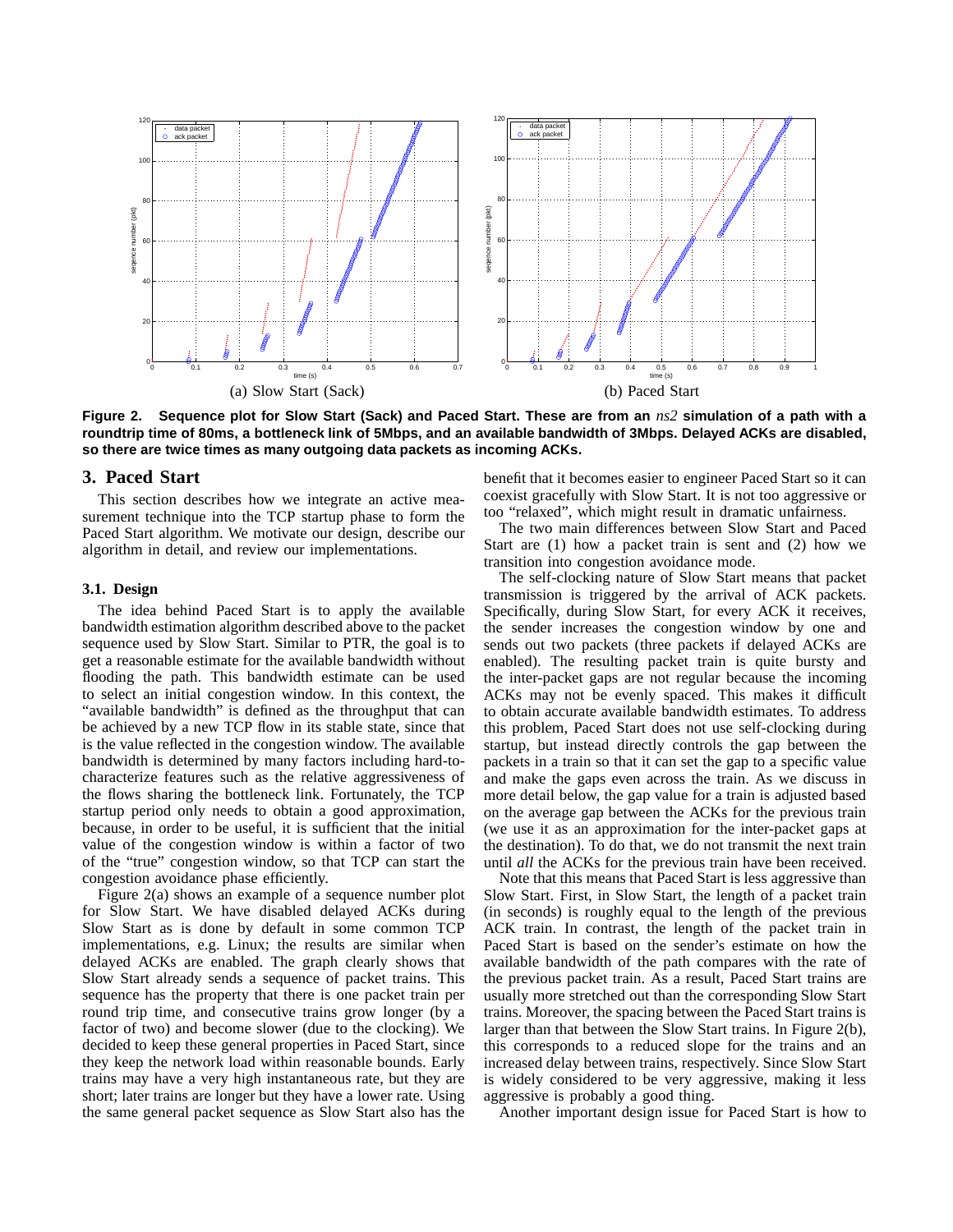data packet
ack packet

sequence number (pkt)

time (s)

(a) Slow Start (Sack)

data packet
ack packet

sequence number (pkt)

time (s)

(b) Paced Start

**Figure 2. Sequence plot for Slow Start (Sack) and Paced Start. These are from an *ns2* simulation of a path with a roundtrip time of 80ms, a bottleneck link of 5Mbps, and an available bandwidth of 3Mbps. Delayed ACKs are disabled, so there are twice times as many outgoing data packets as incoming ACKs.**

## 3. Paced Start

This section describes how we integrate an active measurement technique into the TCP startup phase to form the Paced Start algorithm. We motivate our design, describe our algorithm in detail, and review our implementations.

### 3.1. Design

The idea behind Paced Start is to apply the available bandwidth estimation algorithm described above to the packet sequence used by Slow Start. Similar to PTR, the goal is to get a reasonable estimate for the available bandwidth without flooding the path. This bandwidth estimate can be used to select an initial congestion window. In this context, the "available bandwidth" is defined as the throughput that can be achieved by a new TCP flow in its stable state, since that is the value reflected in the congestion window. The available bandwidth is determined by many factors including hard-to-characterize features such as the relative aggressiveness of the flows sharing the bottleneck link. Fortunately, the TCP startup period only needs to obtain a good approximation, because, in order to be useful, it is sufficient that the initial value of the congestion window is within a factor of two of the "true" congestion window, so that TCP can start the congestion avoidance phase efficiently.

Figure 2(a) shows an example of a sequence number plot for Slow Start. We have disabled delayed ACKs during Slow Start as is done by default in some common TCP implementations, e.g. Linux; the results are similar when delayed ACKs are enabled. The graph clearly shows that Slow Start already sends a sequence of packet trains. This sequence has the property that there is one packet train per round trip time, and consecutive trains grow longer (by a factor of two) and become slower (due to the clocking). We decided to keep these general properties in Paced Start, since they keep the network load within reasonable bounds. Early trains may have a very high instantaneous rate, but they are short; later trains are longer but they have a lower rate. Using the same general packet sequence as Slow Start also has the benefit that it becomes easier to engineer Paced Start so it can coexist gracefully with Slow Start. It is not too aggressive or too "relaxed", which might result in dramatic unfairness.

The two main differences between Slow Start and Paced Start are (1) how a packet train is sent and (2) how we transition into congestion avoidance mode.

The self-clocking nature of Slow Start means that packet transmission is triggered by the arrival of ACK packets. Specifically, during Slow Start, for every ACK it receives, the sender increases the congestion window by one and sends out two packets (three packets if delayed ACKs are enabled). The resulting packet train is quite bursty and the inter-packet gaps are not regular because the incoming ACKs may not be evenly spaced. This makes it difficult to obtain accurate available bandwidth estimates. To address this problem, Paced Start does not use self-clocking during startup, but instead directly controls the gap between the packets in a train so that it can set the gap to a specific value and make the gaps even across the train. As we discuss in more detail below, the gap value for a train is adjusted based on the average gap between the ACKs for the previous train (we use it as an approximation for the inter-packet gaps at the destination). To do that, we do not transmit the next train until *all* the ACKs for the previous train have been received.

Note that this means that Paced Start is less aggressive than Slow Start. First, in Slow Start, the length of a packet train (in seconds) is roughly equal to the length of the previous ACK train. In contrast, the length of the packet train in Paced Start is based on the sender's estimate on how the available bandwidth of the path compares with the rate of the previous packet train. As a result, Paced Start trains are usually more stretched out than the corresponding Slow Start trains. Moreover, the spacing between the Paced Start trains is larger than that between the Slow Start trains. In Figure 2(b), this corresponds to a reduced slope for the trains and an increased delay between trains, respectively. Since Slow Start is widely considered to be very aggressive, making it less aggressive is probably a good thing.

Another important design issue for Paced Start is how to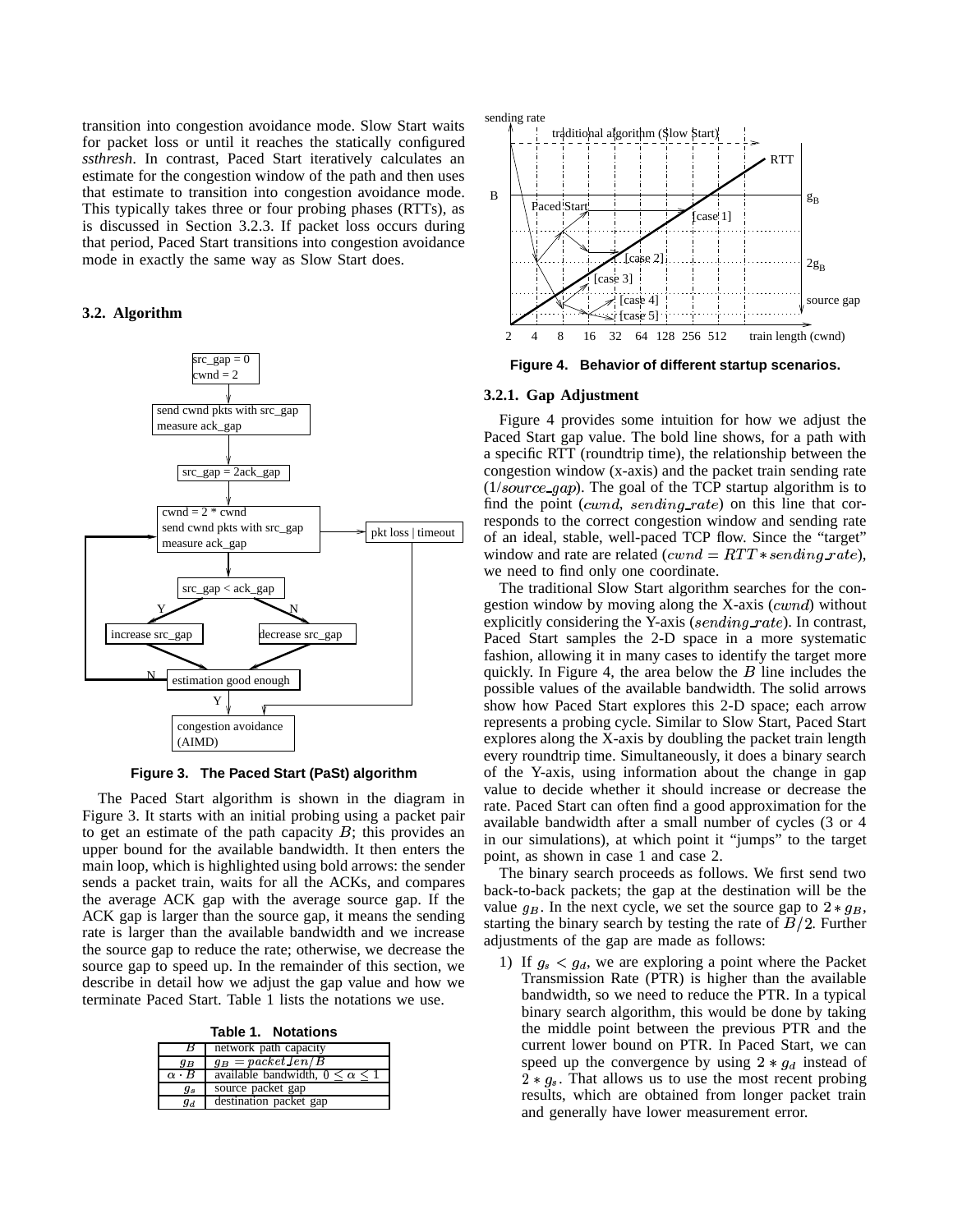transition into congestion avoidance mode. Slow Start waits for packet loss or until it reaches the statically configured *ssthresh*. In contrast, Paced Start iteratively calculates an estimate for the congestion window of the path and then uses that estimate to transition into congestion avoidance mode. This typically takes three or four probing phases (RTTs), as is discussed in Section 3.2.3. If packet loss occurs during that period, Paced Start transitions into congestion avoidance mode in exactly the same way as Slow Start does.

### 3.2. Algorithm

**Figure 3. The Paced Start (PaSt) algorithm**

The Paced Start algorithm is shown in the diagram in Figure 3. It starts with an initial probing using a packet pair to get an estimate of the path capacity $B$; this provides an upper bound for the available bandwidth. It then enters the main loop, which is highlighted using bold arrows: the sender sends a packet train, waits for all the ACKs, and compares the average ACK gap with the average source gap. If the ACK gap is larger than the source gap, it means the sending rate is larger than the available bandwidth and we increase the source gap to reduce the rate; otherwise, we decrease the source gap to speed up. In the remainder of this section, we describe in detail how we adjust the gap value and how we terminate Paced Start. Table 1 lists the notations we use.

**Table 1. Notations**

| | |
|---|---|
| $B$ | network path capacity |
| $g_B$ | $g_B = packet\_len/B$ |
| $\alpha \cdot B$ | available bandwidth, $0 \leq \alpha \leq 1$ |
| $g_s$ | source packet gap |
| $g_d$ | destination packet gap |

**Figure 4. Behavior of different startup scenarios.**

#### 3.2.1. Gap Adjustment

Figure 4 provides some intuition for how we adjust the Paced Start gap value. The bold line shows, for a path with a specific RTT (roundtrip time), the relationship between the congestion window (x-axis) and the packet train sending rate (1/$source\_gap$). The goal of the TCP startup algorithm is to find the point ($cwnd$, $sending\_rate$) on this line that corresponds to the correct congestion window and sending rate of an ideal, stable, well-paced TCP flow. Since the "target" window and rate are related ($cwnd = RTT * sending\_rate$), we need to find only one coordinate.

The traditional Slow Start algorithm searches for the congestion window by moving along the X-axis ($cwnd$) without explicitly considering the Y-axis ($sending\_rate$). In contrast, Paced Start samples the 2-D space in a more systematic fashion, allowing it in many cases to identify the target more quickly. In Figure 4, the area below the $B$ line includes the possible values of the available bandwidth. The solid arrows show how Paced Start explores this 2-D space; each arrow represents a probing cycle. Similar to Slow Start, Paced Start explores along the X-axis by doubling the packet train length every roundtrip time. Simultaneously, it does a binary search of the Y-axis, using information about the change in gap value to decide whether it should increase or decrease the rate. Paced Start can often find a good approximation for the available bandwidth after a small number of cycles (3 or 4 in our simulations), at which point it "jumps" to the target point, as shown in case 1 and case 2.

The binary search proceeds as follows. We first send two back-to-back packets; the gap at the destination will be the value $g_B$. In the next cycle, we set the source gap to $2 * g_B$, starting the binary search by testing the rate of $B/2$. Further adjustments of the gap are made as follows:

1) If $g_s < g_d$, we are exploring a point where the Packet Transmission Rate (PTR) is higher than the available bandwidth, so we need to reduce the PTR. In a typical binary search algorithm, this would be done by taking the middle point between the previous PTR and the current lower bound on PTR. In Paced Start, we can speed up the convergence by using $2 * g_d$ instead of $2 * g_s$. That allows us to use the most recent probing results, which are obtained from longer packet train and generally have lower measurement error.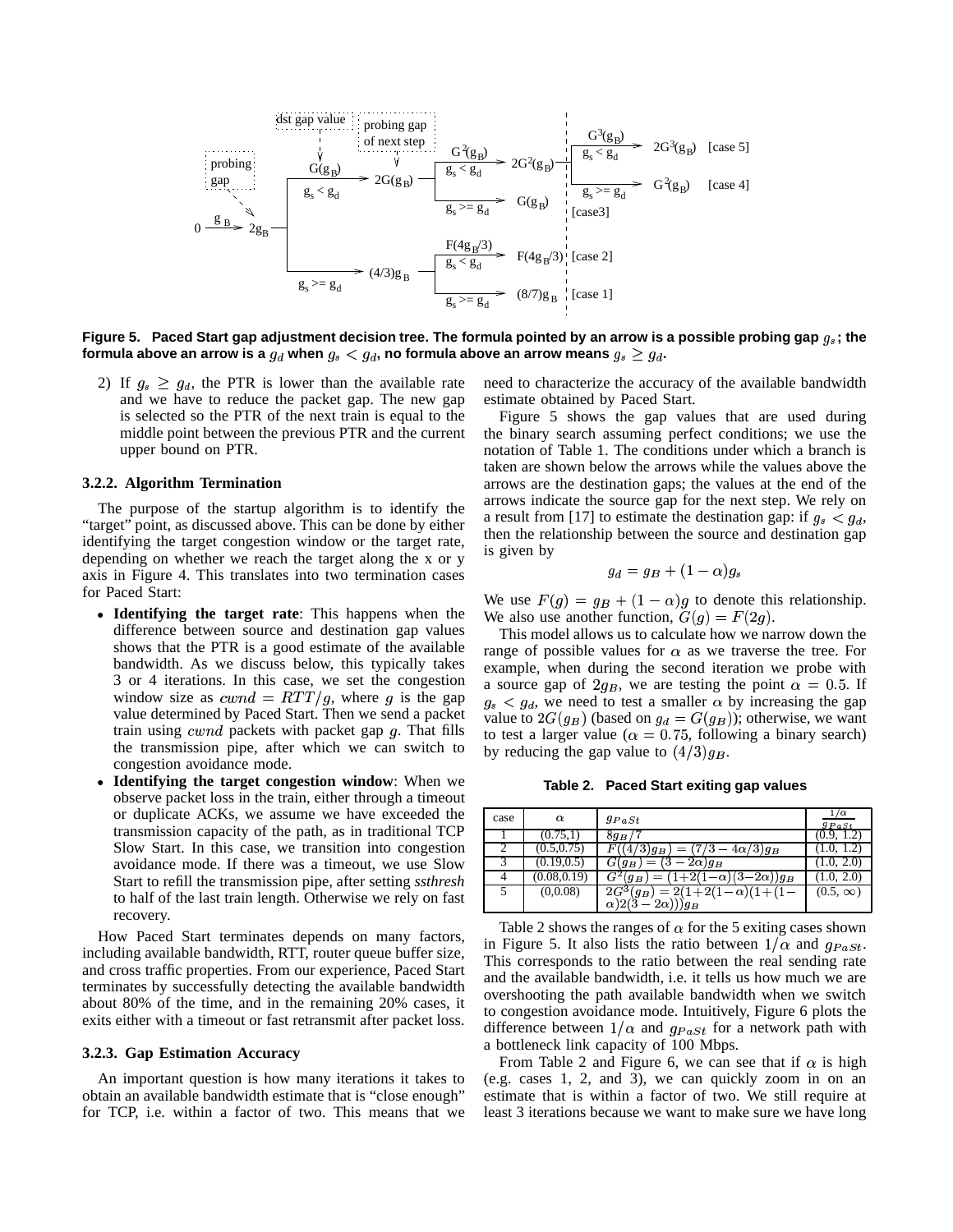**Figure 5. Paced Start gap adjustment decision tree. The formula pointed by an arrow is a possible probing gap $g_s$; the formula above an arrow is a $g_d$ when $g_s < g_d$, no formula above an arrow means $g_s \geq g_d$.**

2) If $g_s \geq g_d$, the PTR is lower than the available rate and we have to reduce the packet gap. The new gap is selected so the PTR of the next train is equal to the middle point between the previous PTR and the current upper bound on PTR.

### 3.2.2. Algorithm Termination

The purpose of the startup algorithm is to identify the "target" point, as discussed above. This can be done by either identifying the target congestion window or the target rate, depending on whether we reach the target along the x or y axis in Figure 4. This translates into two termination cases for Paced Start:

- **Identifying the target rate**: This happens when the difference between source and destination gap values shows that the PTR is a good estimate of the available bandwidth. As we discuss below, this typically takes 3 or 4 iterations. In this case, we set the congestion window size as $cwnd = RTT/g$, where $g$ is the gap value determined by Paced Start. Then we send a packet train using $cwnd$ packets with packet gap $g$. That fills the transmission pipe, after which we can switch to congestion avoidance mode.
- **Identifying the target congestion window**: When we observe packet loss in the train, either through a timeout or duplicate ACKs, we assume we have exceeded the transmission capacity of the path, as in traditional TCP Slow Start. In this case, we transition into congestion avoidance mode. If there was a timeout, we use Slow Start to refill the transmission pipe, after setting *ssthresh* to half of the last train length. Otherwise we rely on fast recovery.

How Paced Start terminates depends on many factors, including available bandwidth, RTT, router queue buffer size, and cross traffic properties. From our experience, Paced Start terminates by successfully detecting the available bandwidth about 80% of the time, and in the remaining 20% cases, it exits either with a timeout or fast retransmit after packet loss.

### 3.2.3. Gap Estimation Accuracy

An important question is how many iterations it takes to obtain an available bandwidth estimate that is "close enough" for TCP, i.e. within a factor of two. This means that we need to characterize the accuracy of the available bandwidth estimate obtained by Paced Start.

Figure 5 shows the gap values that are used during the binary search assuming perfect conditions; we use the notation of Table 1. The conditions under which a branch is taken are shown below the arrows while the values above the arrows are the destination gaps; the values at the end of the arrows indicate the source gap for the next step. We rely on a result from [17] to estimate the destination gap: if $g_s < g_d$, then the relationship between the source and destination gap is given by

$$g_d = g_B + (1 - \alpha)g_s$$

We use $F(g) = g_B + (1 - \alpha)g$ to denote this relationship. We also use another function, $G(g) = F(2g)$.

This model allows us to calculate how we narrow down the range of possible values for $\alpha$ as we traverse the tree. For example, when during the second iteration we probe with a source gap of $2g_B$, we are testing the point $\alpha = 0.5$. If $g_s < g_d$, we need to test a smaller $\alpha$ by increasing the gap value to $2G(g_B)$ (based on $g_d = G(g_B)$); otherwise, we want to test a larger value ($\alpha = 0.75$, following a binary search) by reducing the gap value to $(4/3)g_B$.

**Table 2. Paced Start exiting gap values**

| case | $\alpha$ | $g_{PaSt}$ | $\frac{1/\alpha}{g_{PaSt}}$ |
|---|---|---|---|
| 1 | (0.75,1) | $8g_B/7$ | (0.9, 1.2) |
| 2 | (0.5,0.75) | $F((4/3)g_B) = (7/3 - 4\alpha/3)g_B$ | (1.0, 1.2) |
| 3 | (0.19,0.5) | $G(g_B) = (3 - 2\alpha)g_B$ | (1.0, 2.0) |
| 4 | (0.08,0.19) | $G^2(g_B) = (1+2(1-\alpha)(3-2\alpha))g_B$ | (1.0, 2.0) |
| 5 | (0,0.08) | $2G^3(g_B) = 2(1+2(1-\alpha)(1+(1-\alpha)2(3-2\alpha)))g_B$ | $(0.5, \infty)$ |

Table 2 shows the ranges of $\alpha$ for the 5 exiting cases shown in Figure 5. It also lists the ratio between $1/\alpha$ and $g_{PaSt}$. This corresponds to the ratio between the real sending rate and the available bandwidth, i.e. it tells us how much we are overshooting the path available bandwidth when we switch to congestion avoidance mode. Intuitively, Figure 6 plots the difference between $1/\alpha$ and $g_{PaSt}$ for a network path with a bottleneck link capacity of 100 Mbps.

From Table 2 and Figure 6, we can see that if $\alpha$ is high (e.g. cases 1, 2, and 3), we can quickly zoom in on an estimate that is within a factor of two. We still require at least 3 iterations because we want to make sure we have long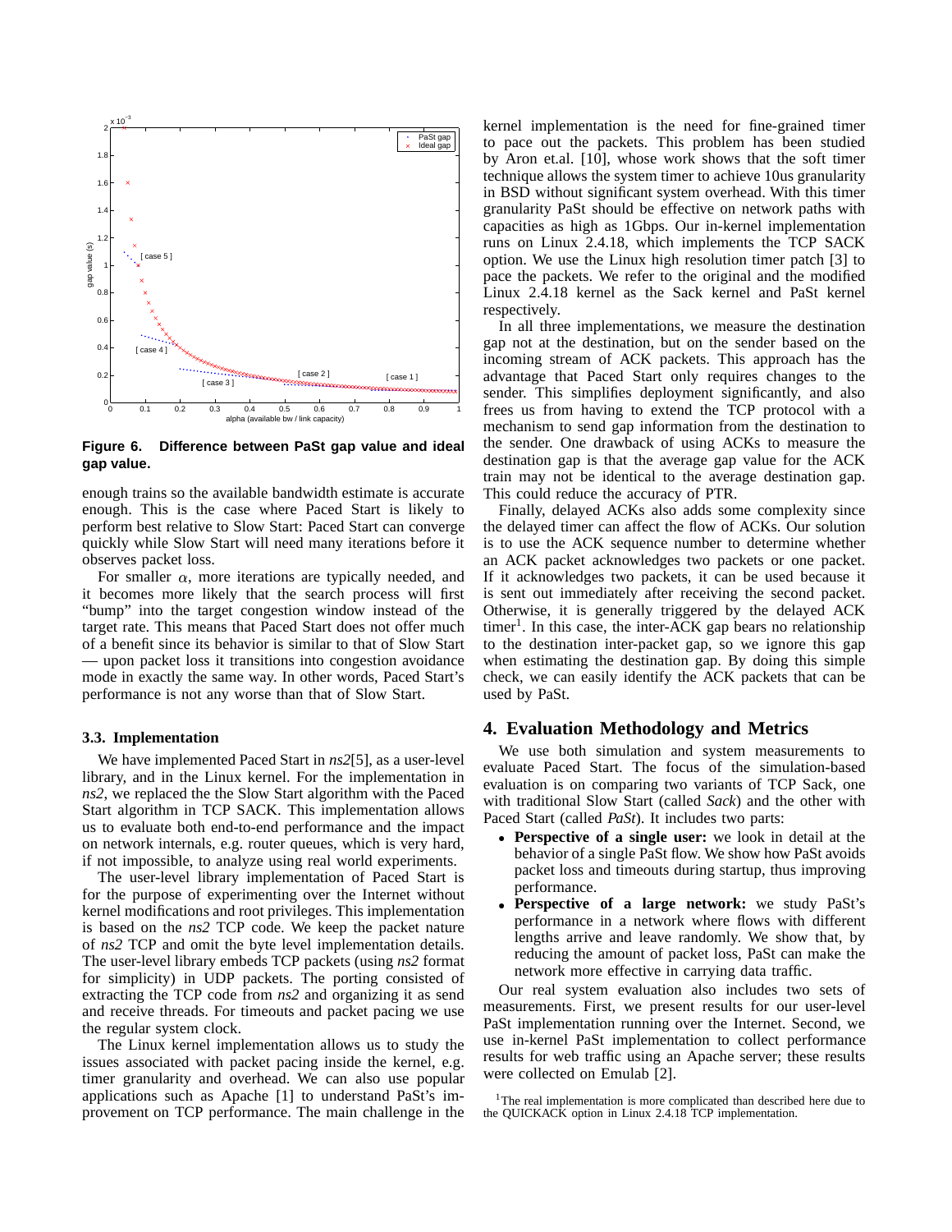x 10^-3

2

1.8

1.6

1.4

1.2

1

0.8

0.6

0.4

0.2

0

gap value (s)

PaSt gap

Ideal gap

[ case 5 ]

[ case 4 ]

[ case 3 ]

[ case 2 ]

[ case 1 ]

0 0.1 0.2 0.3 0.4 0.5 0.6 0.7 0.8 0.9 1

alpha (available bw / link capacity)

**Figure 6. Difference between PaSt gap value and ideal gap value.**

enough trains so the available bandwidth estimate is accurate enough. This is the case where Paced Start is likely to perform best relative to Slow Start: Paced Start can converge quickly while Slow Start will need many iterations before it observes packet loss.

For smaller $\alpha$, more iterations are typically needed, and it becomes more likely that the search process will first "bump" into the target congestion window instead of the target rate. This means that Paced Start does not offer much of a benefit since its behavior is similar to that of Slow Start — upon packet loss it transitions into congestion avoidance mode in exactly the same way. In other words, Paced Start's performance is not any worse than that of Slow Start.

### 3.3. Implementation

We have implemented Paced Start in *ns2*[5], as a user-level library, and in the Linux kernel. For the implementation in *ns2*, we replaced the the Slow Start algorithm with the Paced Start algorithm in TCP SACK. This implementation allows us to evaluate both end-to-end performance and the impact on network internals, e.g. router queues, which is very hard, if not impossible, to analyze using real world experiments.

The user-level library implementation of Paced Start is for the purpose of experimenting over the Internet without kernel modifications and root privileges. This implementation is based on the *ns2* TCP code. We keep the packet nature of *ns2* TCP and omit the byte level implementation details. The user-level library embeds TCP packets (using *ns2* format for simplicity) in UDP packets. The porting consisted of extracting the TCP code from *ns2* and organizing it as send and receive threads. For timeouts and packet pacing we use the regular system clock.

The Linux kernel implementation allows us to study the issues associated with packet pacing inside the kernel, e.g. timer granularity and overhead. We can also use popular applications such as Apache [1] to understand PaSt's improvement on TCP performance. The main challenge in the kernel implementation is the need for fine-grained timer to pace out the packets. This problem has been studied by Aron et.al. [10], whose work shows that the soft timer technique allows the system timer to achieve 10us granularity in BSD without significant system overhead. With this timer granularity PaSt should be effective on network paths with capacities as high as 1Gbps. Our in-kernel implementation runs on Linux 2.4.18, which implements the TCP SACK option. We use the Linux high resolution timer patch [3] to pace the packets. We refer to the original and the modified Linux 2.4.18 kernel as the Sack kernel and PaSt kernel respectively.

In all three implementations, we measure the destination gap not at the destination, but on the sender based on the incoming stream of ACK packets. This approach has the advantage that Paced Start only requires changes to the sender. This simplifies deployment significantly, and also frees us from having to extend the TCP protocol with a mechanism to send gap information from the destination to the sender. One drawback of using ACKs to measure the destination gap is that the average gap value for the ACK train may not be identical to the average destination gap. This could reduce the accuracy of PTR.

Finally, delayed ACKs also adds some complexity since the delayed timer can affect the flow of ACKs. Our solution is to use the ACK sequence number to determine whether an ACK packet acknowledges two packets or one packet. If it acknowledges two packets, it can be used because it is sent out immediately after receiving the second packet. Otherwise, it is generally triggered by the delayed ACK timer[1]. In this case, the inter-ACK gap bears no relationship to the destination inter-packet gap, so we ignore this gap when estimating the destination gap. By doing this simple check, we can easily identify the ACK packets that can be used by PaSt.

## 4. Evaluation Methodology and Metrics

We use both simulation and system measurements to evaluate Paced Start. The focus of the simulation-based evaluation is on comparing two variants of TCP Sack, one with traditional Slow Start (called *Sack*) and the other with Paced Start (called *PaSt*). It includes two parts:

- **Perspective of a single user:** we look in detail at the behavior of a single PaSt flow. We show how PaSt avoids packet loss and timeouts during startup, thus improving performance.
- **Perspective of a large network:** we study PaSt's performance in a network where flows with different lengths arrive and leave randomly. We show that, by reducing the amount of packet loss, PaSt can make the network more effective in carrying data traffic.

Our real system evaluation also includes two sets of measurements. First, we present results for our user-level PaSt implementation running over the Internet. Second, we use in-kernel PaSt implementation to collect performance results for web traffic using an Apache server; these results were collected on Emulab [2].

[1] The real implementation is more complicated than described here due to the QUICKACK option in Linux 2.4.18 TCP implementation.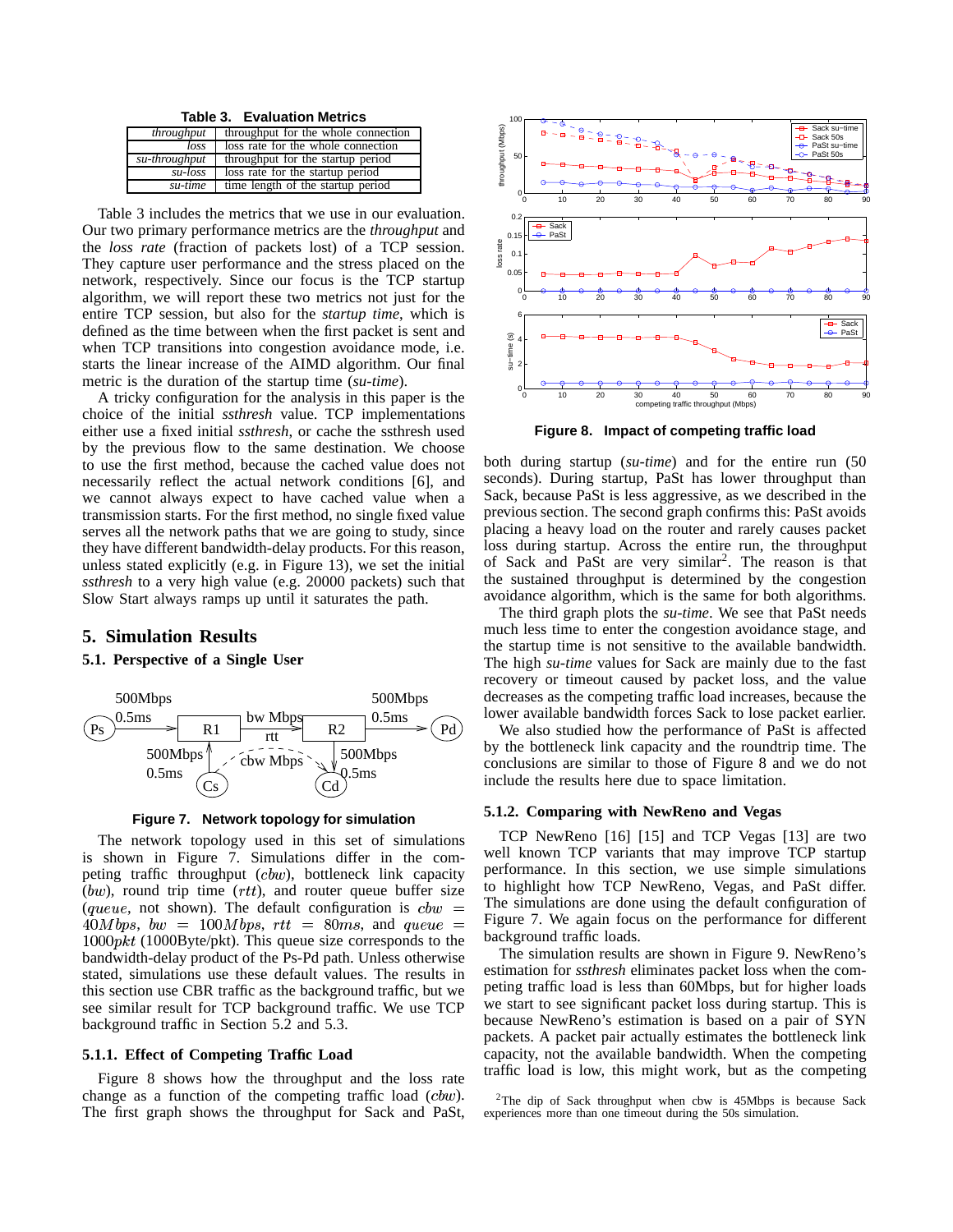**Table 3. Evaluation Metrics**

| | |
|---|---|
| *throughput* | throughput for the whole connection |
| *loss* | loss rate for the whole connection |
| *su-throughput* | throughput for the startup period |
| *su-loss* | loss rate for the startup period |
| *su-time* | time length of the startup period |

Table 3 includes the metrics that we use in our evaluation. Our two primary performance metrics are the *throughput* and the *loss rate* (fraction of packets lost) of a TCP session. They capture user performance and the stress placed on the network, respectively. Since our focus is the TCP startup algorithm, we will report these two metrics not just for the entire TCP session, but also for the *startup time*, which is defined as the time between when the first packet is sent and when TCP transitions into congestion avoidance mode, i.e. starts the linear increase of the AIMD algorithm. Our final metric is the duration of the startup time (*su-time*).

A tricky configuration for the analysis in this paper is the choice of the initial *ssthresh* value. TCP implementations either use a fixed initial *ssthresh*, or cache the ssthresh used by the previous flow to the same destination. We choose to use the first method, because the cached value does not necessarily reflect the actual network conditions [6], and we cannot always expect to have cached value when a transmission starts. For the first method, no single fixed value serves all the network paths that we are going to study, since they have different bandwidth-delay products. For this reason, unless stated explicitly (e.g. in Figure 13), we set the initial *ssthresh* to a very high value (e.g. 20000 packets) such that Slow Start always ramps up until it saturates the path.

## 5. Simulation Results

### 5.1. Perspective of a Single User

Figure 7. Network topology for simulation

The network topology used in this set of simulations is shown in Figure 7. Simulations differ in the competing traffic throughput ($cbw$), bottleneck link capacity ($bw$), round trip time ($rtt$), and router queue buffer size ($queue$, not shown). The default configuration is $cbw = 40Mbps$, $bw = 100Mbps$, $rtt = 80ms$, and $queue = 1000pkt$ (1000Byte/pkt). This queue size corresponds to the bandwidth-delay product of the Ps-Pd path. Unless otherwise stated, simulations use these default values. The results in this section use CBR traffic as the background traffic, but we see similar result for TCP background traffic. We use TCP background traffic in Section 5.2 and 5.3.

#### 5.1.1. Effect of Competing Traffic Load

Figure 8 shows how the throughput and the loss rate change as a function of the competing traffic load ($cbw$). The first graph shows the throughput for Sack and PaSt, both during startup (*su-time*) and for the entire run (50 seconds). During startup, PaSt has lower throughput than Sack, because PaSt is less aggressive, as we described in the previous section. The second graph confirms this: PaSt avoids placing a heavy load on the router and rarely causes packet loss during startup. Across the entire run, the throughput of Sack and PaSt are very similar[2]. The reason is that the sustained throughput is determined by the congestion avoidance algorithm, which is the same for both algorithms.

Figure 8. Impact of competing traffic load

The third graph plots the *su-time*. We see that PaSt needs much less time to enter the congestion avoidance stage, and the startup time is not sensitive to the available bandwidth. The high *su-time* values for Sack are mainly due to the fast recovery or timeout caused by packet loss, and the value decreases as the competing traffic load increases, because the lower available bandwidth forces Sack to lose packet earlier.

We also studied how the performance of PaSt is affected by the bottleneck link capacity and the roundtrip time. The conclusions are similar to those of Figure 8 and we do not include the results here due to space limitation.

#### 5.1.2. Comparing with NewReno and Vegas

TCP NewReno [16] [15] and TCP Vegas [13] are two well known TCP variants that may improve TCP startup performance. In this section, we use simple simulations to highlight how TCP NewReno, Vegas, and PaSt differ. The simulations are done using the default configuration of Figure 7. We again focus on the performance for different background traffic loads.

The simulation results are shown in Figure 9. NewReno's estimation for *ssthresh* eliminates packet loss when the competing traffic load is less than 60Mbps, but for higher loads we start to see significant packet loss during startup. This is because NewReno's estimation is based on a pair of SYN packets. A packet pair actually estimates the bottleneck link capacity, not the available bandwidth. When the competing traffic load is low, this might work, but as the competing

[2] The dip of Sack throughput when cbw is 45Mbps is because Sack experiences more than one timeout during the 50s simulation.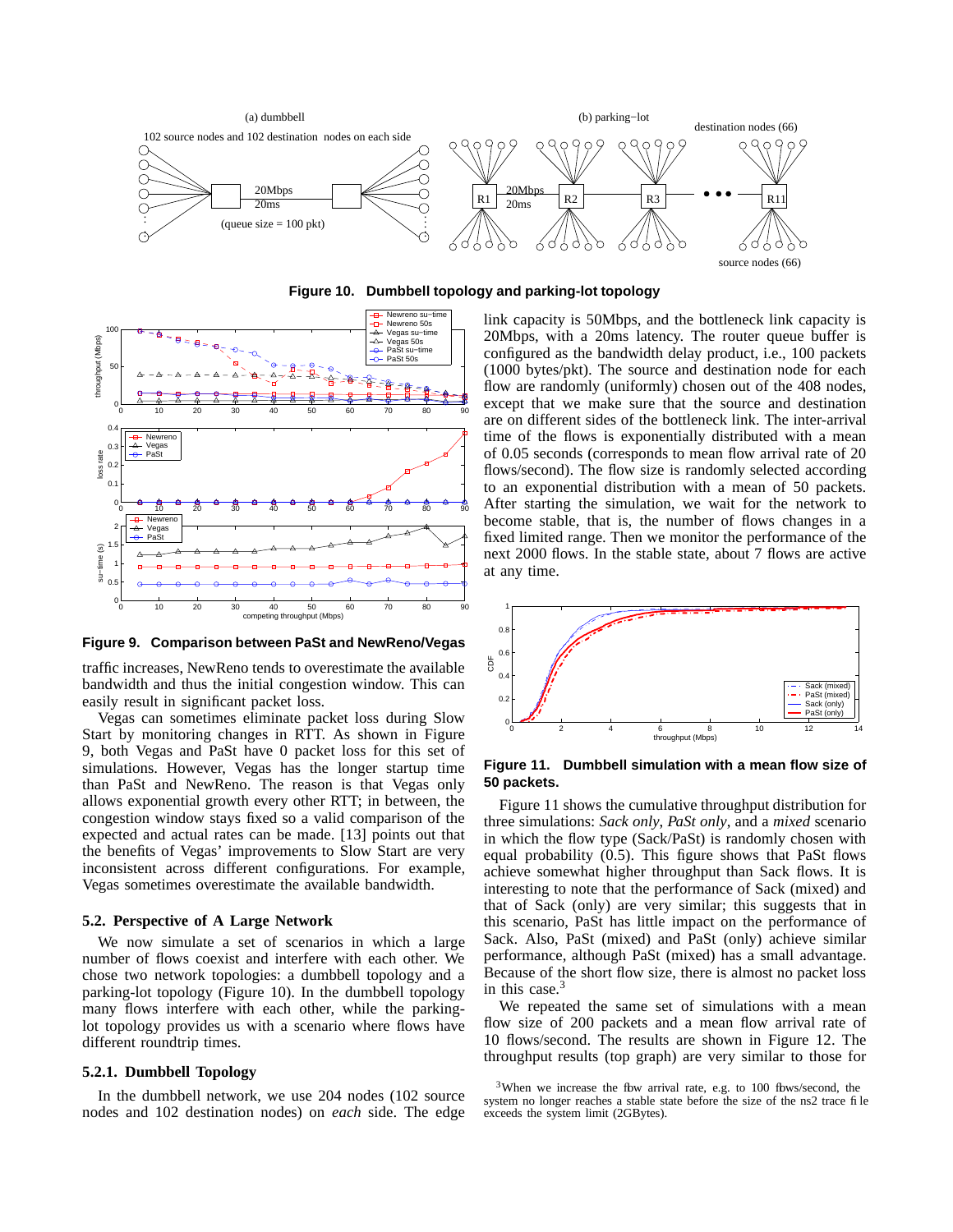Figure 10. Dumbbell topology and parking-lot topology

Figure 9. Comparison between PaSt and NewReno/Vegas

traffic increases, NewReno tends to overestimate the available bandwidth and thus the initial congestion window. This can easily result in significant packet loss.

Vegas can sometimes eliminate packet loss during Slow Start by monitoring changes in RTT. As shown in Figure 9, both Vegas and PaSt have 0 packet loss for this set of simulations. However, Vegas has the longer startup time than PaSt and NewReno. The reason is that Vegas only allows exponential growth every other RTT; in between, the congestion window stays fixed so a valid comparison of the expected and actual rates can be made. [13] points out that the benefits of Vegas' improvements to Slow Start are very inconsistent across different configurations. For example, Vegas sometimes overestimate the available bandwidth.

### 5.2. Perspective of A Large Network

We now simulate a set of scenarios in which a large number of flows coexist and interfere with each other. We chose two network topologies: a dumbbell topology and a parking-lot topology (Figure 10). In the dumbbell topology many flows interfere with each other, while the parking-lot topology provides us with a scenario where flows have different roundtrip times.

#### 5.2.1. Dumbbell Topology

In the dumbbell network, we use 204 nodes (102 source nodes and 102 destination nodes) on *each* side. The edge link capacity is 50Mbps, and the bottleneck link capacity is 20Mbps, with a 20ms latency. The router queue buffer is configured as the bandwidth delay product, i.e., 100 packets (1000 bytes/pkt). The source and destination node for each flow are randomly (uniformly) chosen out of the 408 nodes, except that we make sure that the source and destination are on different sides of the bottleneck link. The inter-arrival time of the flows is exponentially distributed with a mean of 0.05 seconds (corresponds to mean flow arrival rate of 20 flows/second). The flow size is randomly selected according to an exponential distribution with a mean of 50 packets. After starting the simulation, we wait for the network to become stable, that is, the number of flows changes in a fixed limited range. Then we monitor the performance of the next 2000 flows. In the stable state, about 7 flows are active at any time.

Figure 11. Dumbbell simulation with a mean flow size of 50 packets.

Figure 11 shows the cumulative throughput distribution for three simulations: *Sack only*, *PaSt only*, and a *mixed* scenario in which the flow type (Sack/PaSt) is randomly chosen with equal probability (0.5). This figure shows that PaSt flows achieve somewhat higher throughput than Sack flows. It is interesting to note that the performance of Sack (mixed) and that of Sack (only) are very similar; this suggests that in this scenario, PaSt has little impact on the performance of Sack. Also, PaSt (mixed) and PaSt (only) achieve similar performance, although PaSt (mixed) has a small advantage. Because of the short flow size, there is almost no packet loss in this case.[3]

We repeated the same set of simulations with a mean flow size of 200 packets and a mean flow arrival rate of 10 flows/second. The results are shown in Figure 12. The throughput results (top graph) are very similar to those for

[3] When we increase the flow arrival rate, e.g. to 100 flows/second, the system no longer reaches a stable state before the size of the ns2 trace file exceeds the system limit (2GBytes).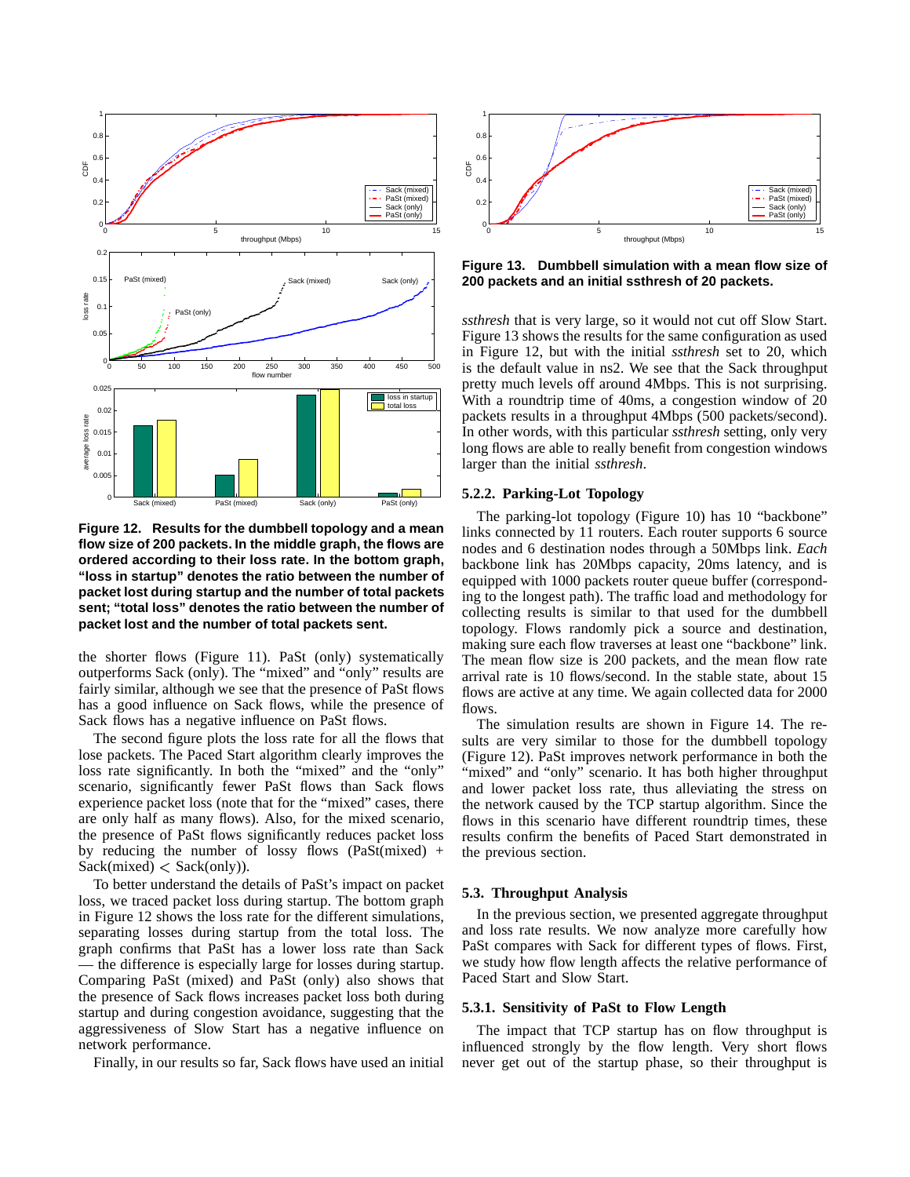Figure 12. Results for the dumbbell topology and a mean flow size of 200 packets. In the middle graph, the flows are ordered according to their loss rate. In the bottom graph, "loss in startup" denotes the ratio between the number of packet lost during startup and the number of total packets sent; "total loss" denotes the ratio between the number of packet lost and the number of total packets sent.

the shorter flows (Figure 11). PaSt (only) systematically outperforms Sack (only). The "mixed" and "only" results are fairly similar, although we see that the presence of PaSt flows has a good influence on Sack flows, while the presence of Sack flows has a negative influence on PaSt flows.

The second figure plots the loss rate for all the flows that lose packets. The Paced Start algorithm clearly improves the loss rate significantly. In both the "mixed" and the "only" scenario, significantly fewer PaSt flows than Sack flows experience packet loss (note that for the "mixed" cases, there are only half as many flows). Also, for the mixed scenario, the presence of PaSt flows significantly reduces packet loss by reducing the number of lossy flows (PaSt(mixed) + Sack(mixed) $<$ Sack(only)).

To better understand the details of PaSt's impact on packet loss, we traced packet loss during startup. The bottom graph in Figure 12 shows the loss rate for the different simulations, separating losses during startup from the total loss. The graph confirms that PaSt has a lower loss rate than Sack — the difference is especially large for losses during startup. Comparing PaSt (mixed) and PaSt (only) also shows that the presence of Sack flows increases packet loss both during startup and during congestion avoidance, suggesting that the aggressiveness of Slow Start has a negative influence on network performance.

Finally, in our results so far, Sack flows have used an initial *ssthresh* that is very large, so it would not cut off Slow Start. Figure 13 shows the results for the same configuration as used in Figure 12, but with the initial *ssthresh* set to 20, which is the default value in ns2. We see that the Sack throughput pretty much levels off around 4Mbps. This is not surprising. With a roundtrip time of 40ms, a congestion window of 20 packets results in a throughput 4Mbps (500 packets/second). In other words, with this particular *ssthresh* setting, only very long flows are able to really benefit from congestion windows larger than the initial *ssthresh*.

Figure 13. Dumbbell simulation with a mean flow size of 200 packets and an initial ssthresh of 20 packets.

#### 5.2.2. Parking-Lot Topology

The parking-lot topology (Figure 10) has 10 "backbone" links connected by 11 routers. Each router supports 6 source nodes and 6 destination nodes through a 50Mbps link. *Each* backbone link has 20Mbps capacity, 20ms latency, and is equipped with 1000 packets router queue buffer (corresponding to the longest path). The traffic load and methodology for collecting results is similar to that used for the dumbbell topology. Flows randomly pick a source and destination, making sure each flow traverses at least one "backbone" link. The mean flow size is 200 packets, and the mean flow rate arrival rate is 10 flows/second. In the stable state, about 15 flows are active at any time. We again collected data for 2000 flows.

The simulation results are shown in Figure 14. The results are very similar to those for the dumbbell topology (Figure 12). PaSt improves network performance in both the "mixed" and "only" scenario. It has both higher throughput and lower packet loss rate, thus alleviating the stress on the network caused by the TCP startup algorithm. Since the flows in this scenario have different roundtrip times, these results confirm the benefits of Paced Start demonstrated in the previous section.

### 5.3. Throughput Analysis

In the previous section, we presented aggregate throughput and loss rate results. We now analyze more carefully how PaSt compares with Sack for different types of flows. First, we study how flow length affects the relative performance of Paced Start and Slow Start.

#### 5.3.1. Sensitivity of PaSt to Flow Length

The impact that TCP startup has on flow throughput is influenced strongly by the flow length. Very short flows never get out of the startup phase, so their throughput is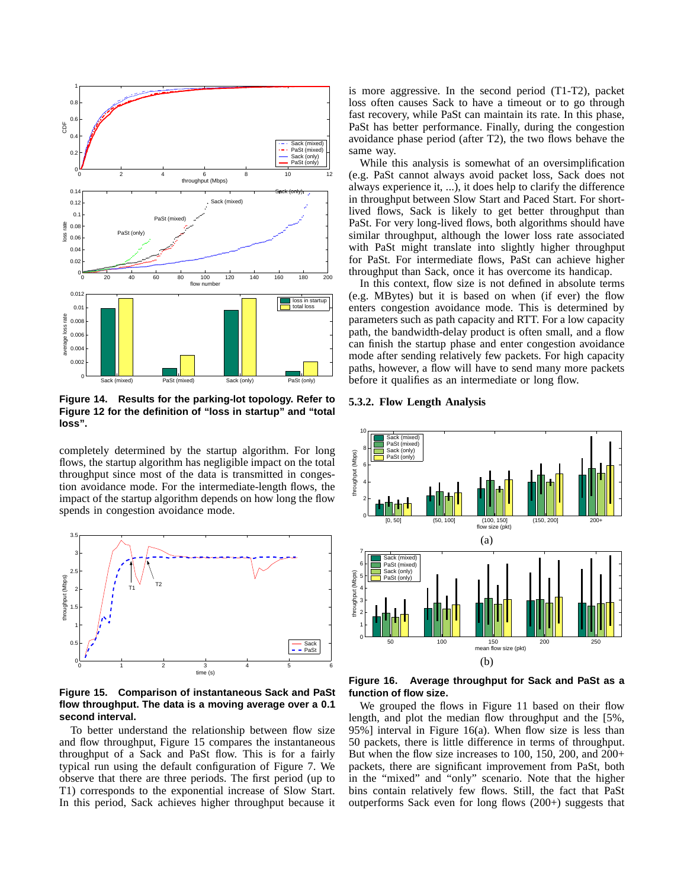Figure 14. Results for the parking-lot topology. Refer to Figure 12 for the definition of "loss in startup" and "total loss".

completely determined by the startup algorithm. For long flows, the startup algorithm has negligible impact on the total throughput since most of the data is transmitted in congestion avoidance mode. For the intermediate-length flows, the impact of the startup algorithm depends on how long the flow spends in congestion avoidance mode.

Figure 15. Comparison of instantaneous Sack and PaSt flow throughput. The data is a moving average over a 0.1 second interval.

To better understand the relationship between flow size and flow throughput, Figure 15 compares the instantaneous throughput of a Sack and PaSt flow. This is for a fairly typical run using the default configuration of Figure 7. We observe that there are three periods. The first period (up to T1) corresponds to the exponential increase of Slow Start. In this period, Sack achieves higher throughput because it is more aggressive. In the second period (T1-T2), packet loss often causes Sack to have a timeout or to go through fast recovery, while PaSt can maintain its rate. In this phase, PaSt has better performance. Finally, during the congestion avoidance phase period (after T2), the two flows behave the same way.

While this analysis is somewhat of an oversimplification (e.g. PaSt cannot always avoid packet loss, Sack does not always experience it, ...), it does help to clarify the difference in throughput between Slow Start and Paced Start. For short-lived flows, Sack is likely to get better throughput than PaSt. For very long-lived flows, both algorithms should have similar throughput, although the lower loss rate associated with PaSt might translate into slightly higher throughput for PaSt. For intermediate flows, PaSt can achieve higher throughput than Sack, once it has overcome its handicap.

In this context, flow size is not defined in absolute terms (e.g. MBytes) but it is based on when (if ever) the flow enters congestion avoidance mode. This is determined by parameters such as path capacity and RTT. For a low capacity path, the bandwidth-delay product is often small, and a flow can finish the startup phase and enter congestion avoidance mode after sending relatively few packets. For high capacity paths, however, a flow will have to send many more packets before it qualifies as an intermediate or long flow.

### 5.3.2. Flow Length Analysis

Figure 16. Average throughput for Sack and PaSt as a function of flow size.

We grouped the flows in Figure 11 based on their flow length, and plot the median flow throughput and the [5%, 95%] interval in Figure 16(a). When flow size is less than 50 packets, there is little difference in terms of throughput. But when the flow size increases to 100, 150, 200, and 200+ packets, there are significant improvement from PaSt, both in the "mixed" and "only" scenario. Note that the higher bins contain relatively few flows. Still, the fact that PaSt outperforms Sack even for long flows (200+) suggests that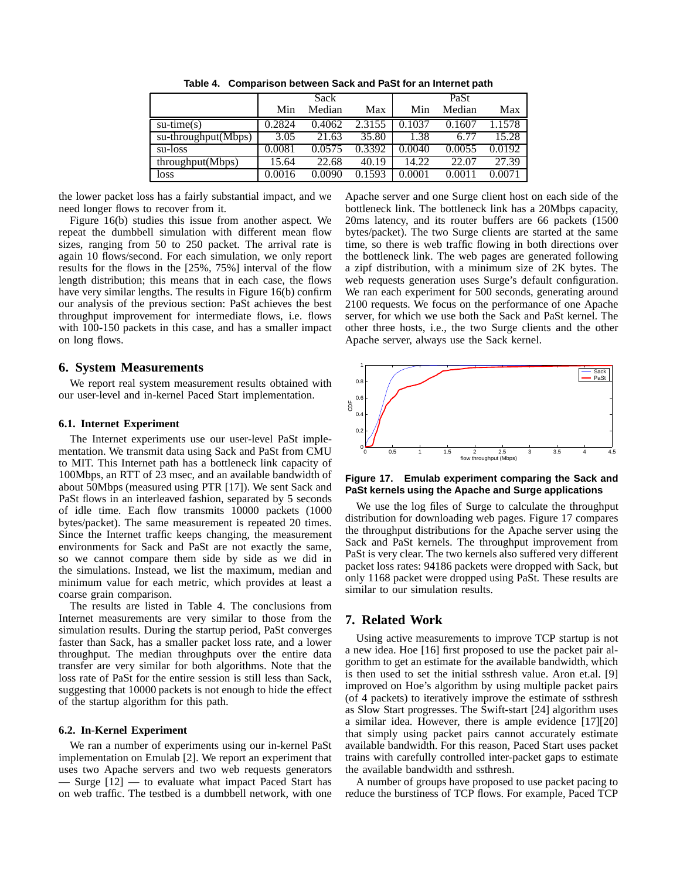**Table 4. Comparison between Sack and PaSt for an Internet path**

| | Sack | | | PaSt | | |
|---|---|---|---|---|---|---|
| | Min | Median | Max | Min | Median | Max |
| su-time(s) | 0.2824 | 0.4062 | 2.3155 | 0.1037 | 0.1607 | 1.1578 |
| su-throughput(Mbps) | 3.05 | 21.63 | 35.80 | 1.38 | 6.77 | 15.28 |
| su-loss | 0.0081 | 0.0575 | 0.3392 | 0.0040 | 0.0055 | 0.0192 |
| throughput(Mbps) | 15.64 | 22.68 | 40.19 | 14.22 | 22.07 | 27.39 |
| loss | 0.0016 | 0.0090 | 0.1593 | 0.0001 | 0.0011 | 0.0071 |

the lower packet loss has a fairly substantial impact, and we need longer flows to recover from it.

Figure 16(b) studies this issue from another aspect. We repeat the dumbbell simulation with different mean flow sizes, ranging from 50 to 250 packet. The arrival rate is again 10 flows/second. For each simulation, we only report results for the flows in the [25%, 75%] interval of the flow length distribution; this means that in each case, the flows have very similar lengths. The results in Figure 16(b) confirm our analysis of the previous section: PaSt achieves the best throughput improvement for intermediate flows, i.e. flows with 100-150 packets in this case, and has a smaller impact on long flows.

## 6. System Measurements

We report real system measurement results obtained with our user-level and in-kernel Paced Start implementation.

### 6.1. Internet Experiment

The Internet experiments use our user-level PaSt implementation. We transmit data using Sack and PaSt from CMU to MIT. This Internet path has a bottleneck link capacity of 100Mbps, an RTT of 23 msec, and an available bandwidth of about 50Mbps (measured using PTR [17]). We sent Sack and PaSt flows in an interleaved fashion, separated by 5 seconds of idle time. Each flow transmits 10000 packets (1000 bytes/packet). The same measurement is repeated 20 times. Since the Internet traffic keeps changing, the measurement environments for Sack and PaSt are not exactly the same, so we cannot compare them side by side as we did in the simulations. Instead, we list the maximum, median and minimum value for each metric, which provides at least a coarse grain comparison.

The results are listed in Table 4. The conclusions from Internet measurements are very similar to those from the simulation results. During the startup period, PaSt converges faster than Sack, has a smaller packet loss rate, and a lower throughput. The median throughputs over the entire data transfer are very similar for both algorithms. Note that the loss rate of PaSt for the entire session is still less than Sack, suggesting that 10000 packets is not enough to hide the effect of the startup algorithm for this path.

### 6.2. In-Kernel Experiment

We ran a number of experiments using our in-kernel PaSt implementation on Emulab [2]. We report an experiment that uses two Apache servers and two web requests generators — Surge [12] — to evaluate what impact Paced Start has on web traffic. The testbed is a dumbbell network, with one Apache server and one Surge client host on each side of the bottleneck link. The bottleneck link has a 20Mbps capacity, 20ms latency, and its router buffers are 66 packets (1500 bytes/packet). The two Surge clients are started at the same time, so there is web traffic flowing in both directions over the bottleneck link. The web pages are generated following a zipf distribution, with a minimum size of 2K bytes. The web requests generation uses Surge's default configuration. We ran each experiment for 500 seconds, generating around 2100 requests. We focus on the performance of one Apache server, for which we use both the Sack and PaSt kernel. The other three hosts, i.e., the two Surge clients and the other Apache server, always use the Sack kernel.

**Figure 17. Emulab experiment comparing the Sack and PaSt kernels using the Apache and Surge applications**

We use the log files of Surge to calculate the throughput distribution for downloading web pages. Figure 17 compares the throughput distributions for the Apache server using the Sack and PaSt kernels. The throughput improvement from PaSt is very clear. The two kernels also suffered very different packet loss rates: 94186 packets were dropped with Sack, but only 1168 packet were dropped using PaSt. These results are similar to our simulation results.

## 7. Related Work

Using active measurements to improve TCP startup is not a new idea. Hoe [16] first proposed to use the packet pair algorithm to get an estimate for the available bandwidth, which is then used to set the initial ssthresh value. Aron et.al. [9] improved on Hoe's algorithm by using multiple packet pairs (of 4 packets) to iteratively improve the estimate of ssthresh as Slow Start progresses. The Swift-start [24] algorithm uses a similar idea. However, there is ample evidence [17][20] that simply using packet pairs cannot accurately estimate available bandwidth. For this reason, Paced Start uses packet trains with carefully controlled inter-packet gaps to estimate the available bandwidth and ssthresh.

A number of groups have proposed to use packet pacing to reduce the burstiness of TCP flows. For example, Paced TCP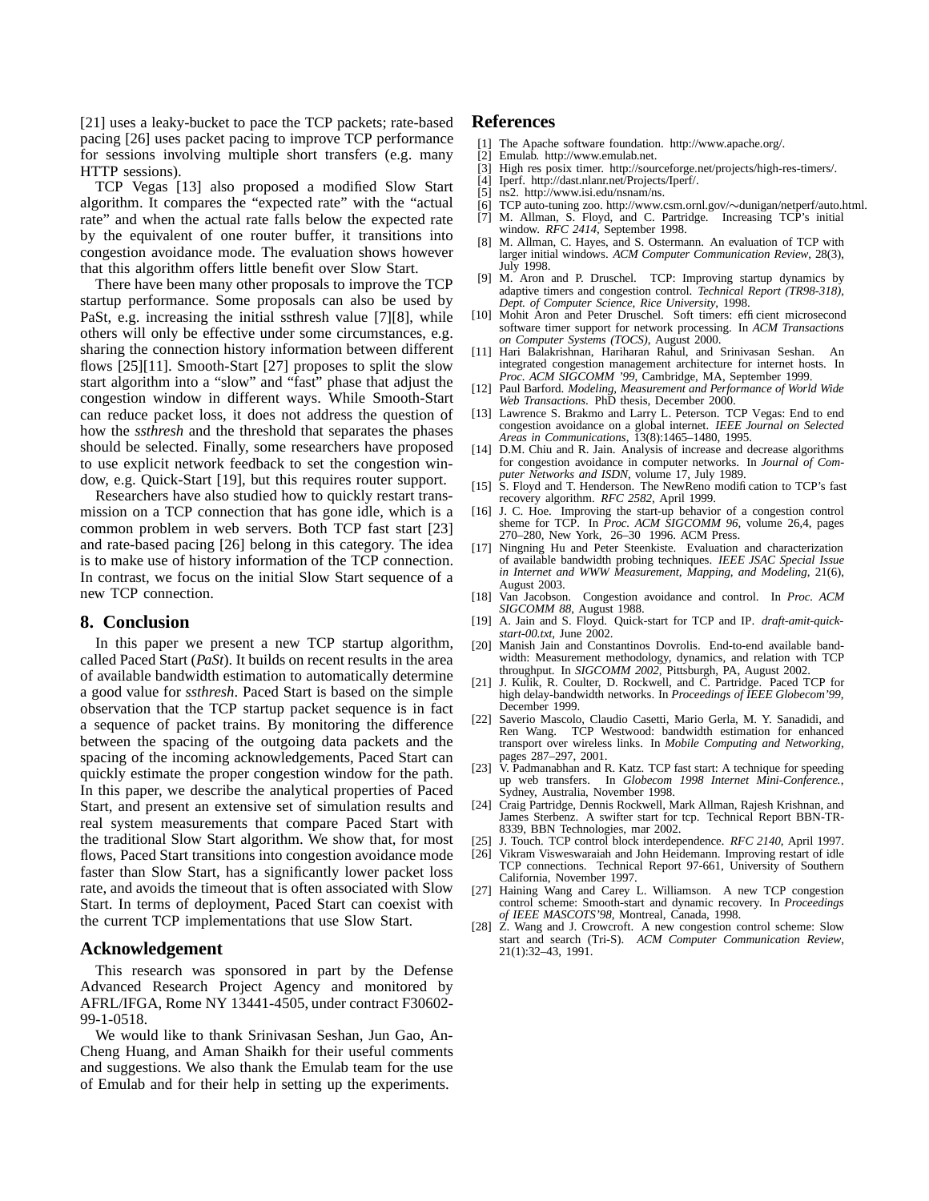[21] uses a leaky-bucket to pace the TCP packets; rate-based pacing [26] uses packet pacing to improve TCP performance for sessions involving multiple short transfers (e.g. many HTTP sessions).

TCP Vegas [13] also proposed a modified Slow Start algorithm. It compares the "expected rate" with the "actual rate" and when the actual rate falls below the expected rate by the equivalent of one router buffer, it transitions into congestion avoidance mode. The evaluation shows however that this algorithm offers little benefit over Slow Start.

There have been many other proposals to improve the TCP startup performance. Some proposals can also be used by PaSt, e.g. increasing the initial ssthresh value [7][8], while others will only be effective under some circumstances, e.g. sharing the connection history information between different flows [25][11]. Smooth-Start [27] proposes to split the slow start algorithm into a "slow" and "fast" phase that adjust the congestion window in different ways. While Smooth-Start can reduce packet loss, it does not address the question of how the *ssthresh* and the threshold that separates the phases should be selected. Finally, some researchers have proposed to use explicit network feedback to set the congestion window, e.g. Quick-Start [19], but this requires router support.

Researchers have also studied how to quickly restart transmission on a TCP connection that has gone idle, which is a common problem in web servers. Both TCP fast start [23] and rate-based pacing [26] belong in this category. The idea is to make use of history information of the TCP connection. In contrast, we focus on the initial Slow Start sequence of a new TCP connection.

## 8. Conclusion

In this paper we present a new TCP startup algorithm, called Paced Start (*PaSt*). It builds on recent results in the area of available bandwidth estimation to automatically determine a good value for *ssthresh*. Paced Start is based on the simple observation that the TCP startup packet sequence is in fact a sequence of packet trains. By monitoring the difference between the spacing of the outgoing data packets and the spacing of the incoming acknowledgements, Paced Start can quickly estimate the proper congestion window for the path. In this paper, we describe the analytical properties of Paced Start, and present an extensive set of simulation results and real system measurements that compare Paced Start with the traditional Slow Start algorithm. We show that, for most flows, Paced Start transitions into congestion avoidance mode faster than Slow Start, has a significantly lower packet loss rate, and avoids the timeout that is often associated with Slow Start. In terms of deployment, Paced Start can coexist with the current TCP implementations that use Slow Start.

## Acknowledgement

This research was sponsored in part by the Defense Advanced Research Project Agency and monitored by AFRL/IFGA, Rome NY 13441-4505, under contract F30602-99-1-0518.

We would like to thank Srinivasan Seshan, Jun Gao, An-Cheng Huang, and Aman Shaikh for their useful comments and suggestions. We also thank the Emulab team for the use of Emulab and for their help in setting up the experiments.

## References

[1] The Apache software foundation. http://www.apache.org/.

[2] Emulab. http://www.emulab.net.

[3] High res posix timer. http://sourceforge.net/projects/high-res-timers/.

[4] Iperf. http://dast.nlanr.net/Projects/Iperf/.

[5] ns2. http://www.isi.edu/nsnam/ns.

[6] TCP auto-tuning zoo. http://www.csm.ornl.gov/~dunigan/netperf/auto.html.

[7] M. Allman, S. Floyd, and C. Partridge. Increasing TCP's initial window. *RFC 2414*, September 1998.

[8] M. Allman, C. Hayes, and S. Ostermann. An evaluation of TCP with larger initial windows. *ACM Computer Communication Review*, 28(3), July 1998.

[9] M. Aron and P. Druschel. TCP: Improving startup dynamics by adaptive timers and congestion control. *Technical Report (TR98-318), Dept. of Computer Science, Rice University*, 1998.

[10] Mohit Aron and Peter Druschel. Soft timers: efficient microsecond software timer support for network processing. In *ACM Transactions on Computer Systems (TOCS)*, August 2000.

[11] Hari Balakrishnan, Hariharan Rahul, and Srinivasan Seshan. An integrated congestion management architecture for internet hosts. In *Proc. ACM SIGCOMM '99*, Cambridge, MA, September 1999.

[12] Paul Barford. *Modeling, Measurement and Performance of World Wide Web Transactions*. PhD thesis, December 2000.

[13] Lawrence S. Brakmo and Larry L. Peterson. TCP Vegas: End to end congestion avoidance on a global internet. *IEEE Journal on Selected Areas in Communications*, 13(8):1465–1480, 1995.

[14] D.M. Chiu and R. Jain. Analysis of increase and decrease algorithms for congestion avoidance in computer networks. In *Journal of Computer Networks and ISDN*, volume 17, July 1989.

[15] S. Floyd and T. Henderson. The NewReno modification to TCP's fast recovery algorithm. *RFC 2582*, April 1999.

[16] J. C. Hoe. Improving the start-up behavior of a congestion control sheme for TCP. In *Proc. ACM SIGCOMM 96*, volume 26,4, pages 270–280, New York, 26–30 1996. ACM Press.

[17] Ningning Hu and Peter Steenkiste. Evaluation and characterization of available bandwidth probing techniques. *IEEE JSAC Special Issue in Internet and WWW Measurement, Mapping, and Modeling*, 21(6), August 2003.

[18] Van Jacobson. Congestion avoidance and control. In *Proc. ACM SIGCOMM 88*, August 1988.

[19] A. Jain and S. Floyd. Quick-start for TCP and IP. *draft-amit-quick-start-00.txt*, June 2002.

[20] Manish Jain and Constantinos Dovrolis. End-to-end available bandwidth: Measurement methodology, dynamics, and relation with TCP throughput. In *SIGCOMM 2002*, Pittsburgh, PA, August 2002.

[21] J. Kulik, R. Coulter, D. Rockwell, and C. Partridge. Paced TCP for high delay-bandwidth networks. In *Proceedings of IEEE Globecom'99*, December 1999.

[22] Saverio Mascolo, Claudio Casetti, Mario Gerla, M. Y. Sanadidi, and Ren Wang. TCP Westwood: bandwidth estimation for enhanced transport over wireless links. In *Mobile Computing and Networking*, pages 287–297, 2001.

[23] V. Padmanabhan and R. Katz. TCP fast start: A technique for speeding up web transfers. In *Globecom 1998 Internet Mini-Conference.*, Sydney, Australia, November 1998.

[24] Craig Partridge, Dennis Rockwell, Mark Allman, Rajesh Krishnan, and James Sterbenz. A swifter start for tcp. Technical Report BBN-TR-8339, BBN Technologies, mar 2002.

[25] J. Touch. TCP control block interdependence. *RFC 2140*, April 1997.

[26] Vikram Visweswaraiah and John Heidemann. Improving restart of idle TCP connections. Technical Report 97-661, University of Southern California, November 1997.

[27] Haining Wang and Carey L. Williamson. A new TCP congestion control scheme: Smooth-start and dynamic recovery. In *Proceedings of IEEE MASCOTS'98*, Montreal, Canada, 1998.

[28] Z. Wang and J. Crowcroft. A new congestion control scheme: Slow start and search (Tri-S). *ACM Computer Communication Review*, 21(1):32–43, 1991.